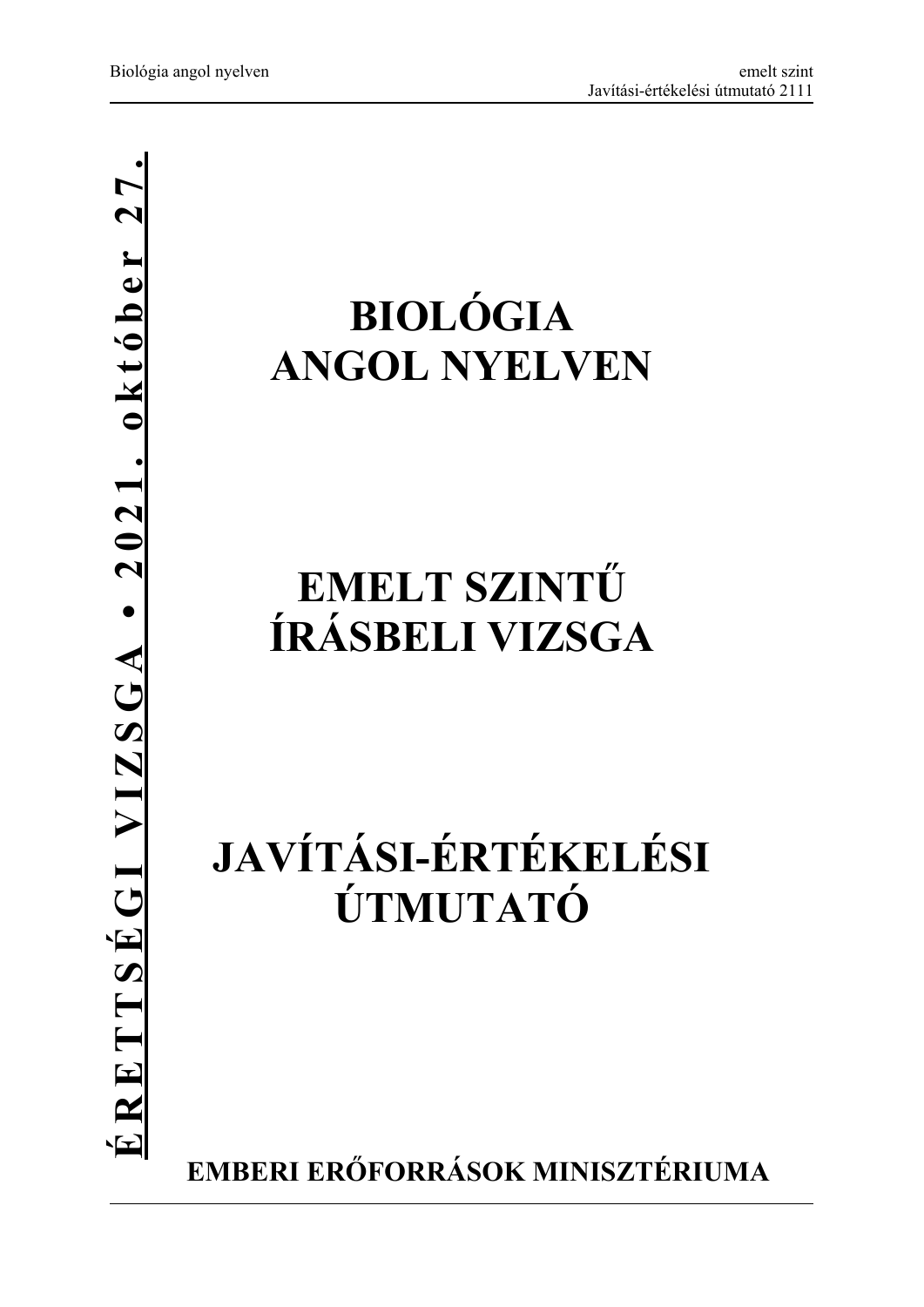**ÉRETTSÉGI VIZSGA • 2021. október 27.**

# BIOLÓGIA ANGOL NYELVEN

# EMELT SZINTŰ ÍRÁSBELI VIZSGA

# JAVÍTÁSI-ÉRTÉKELÉSI ÚTMUTATÓ

**EMBERI ERŐFORRÁSOK MINISZTÉRIUMA**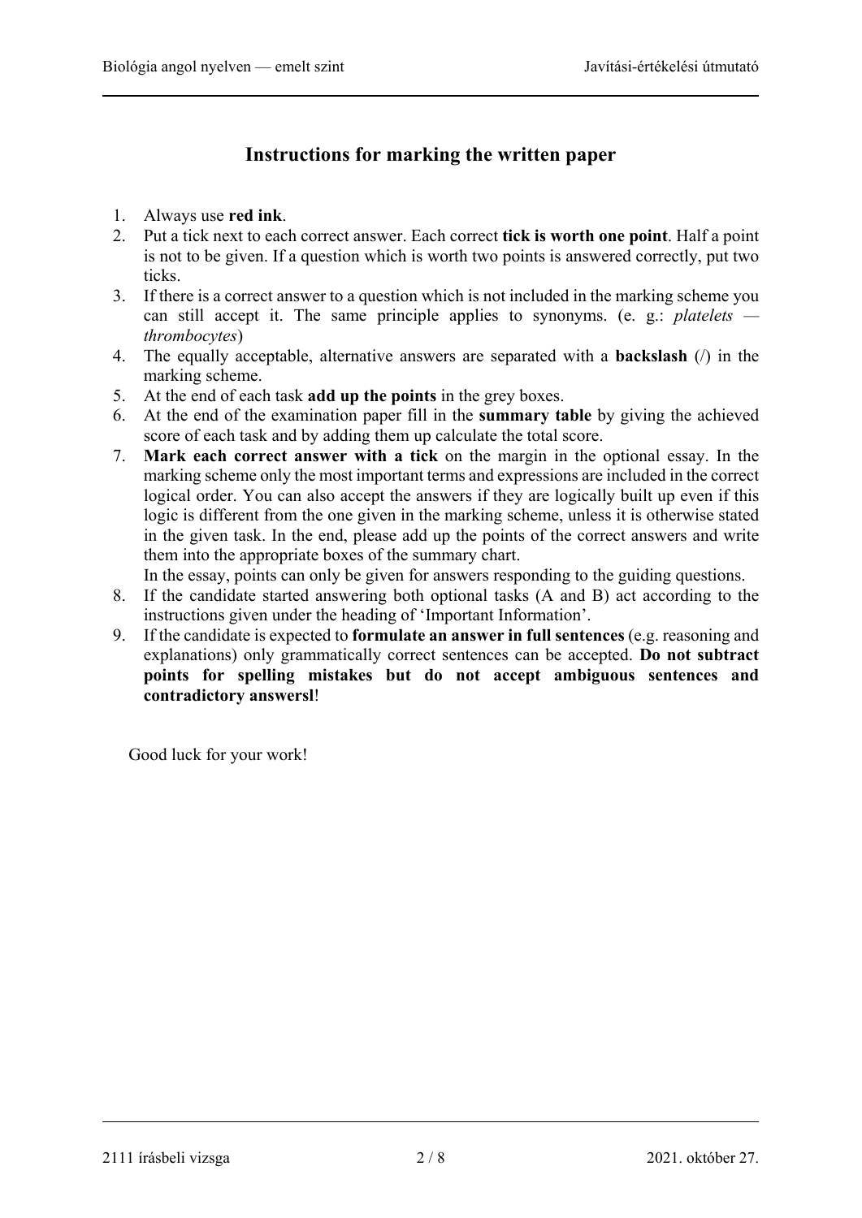# Instructions for marking the written paper

1. Always use **red ink**.
2. Put a tick next to each correct answer. Each correct **tick is worth one point**. Half a point is not to be given. If a question which is worth two points is answered correctly, put two ticks.
3. If there is a correct answer to a question which is not included in the marking scheme you can still accept it. The same principle applies to synonyms. (e. g.: *platelets — thrombocytes*)
4. The equally acceptable, alternative answers are separated with a **backslash** (/) in the marking scheme.
5. At the end of each task **add up the points** in the grey boxes.
6. At the end of the examination paper fill in the **summary table** by giving the achieved score of each task and by adding them up calculate the total score.
7. **Mark each correct answer with a tick** on the margin in the optional essay. In the marking scheme only the most important terms and expressions are included in the correct logical order. You can also accept the answers if they are logically built up even if this logic is different from the one given in the marking scheme, unless it is otherwise stated in the given task. In the end, please add up the points of the correct answers and write them into the appropriate boxes of the summary chart.
   In the essay, points can only be given for answers responding to the guiding questions.
8. If the candidate started answering both optional tasks (A and B) act according to the instructions given under the heading of 'Important Information'.
9. If the candidate is expected to **formulate an answer in full sentences** (e.g. reasoning and explanations) only grammatically correct sentences can be accepted. **Do not subtract points for spelling mistakes but do not accept ambiguous sentences and contradictory answersl**!

Good luck for your work!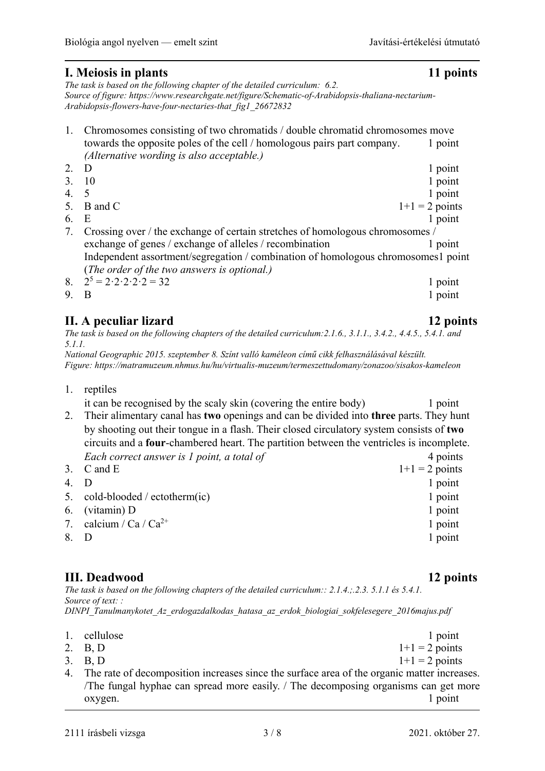## I. Meiosis in plants — 11 points

*The task is based on the following chapter of the detailed curriculum: 6.2.*
*Source of figure: https://www.researchgate.net/figure/Schematic-of-Arabidopsis-thaliana-nectarium-Arabidopsis-flowers-have-four-nectaries-that_fig1_26672832*

1. Chromosomes consisting of two chromatids / double chromatid chromosomes move towards the opposite poles of the cell / homologous pairs part company. — 1 point
   *(Alternative wording is also acceptable.)*
2. D — 1 point
3. 10 — 1 point
4. 5 — 1 point
5. B and C — 1+1 = 2 points
6. E — 1 point
7. Crossing over / the exchange of certain stretches of homologous chromosomes / exchange of genes / exchange of alleles / recombination — 1 point
   Independent assortment/segregation / combination of homologous chromosomes — 1 point
   (*The order of the two answers is optional.)*
8. $2^5 = 2 \cdot 2 \cdot 2 \cdot 2 \cdot 2 = 32$ — 1 point
9. B — 1 point

## II. A peculiar lizard — 12 points

*The task is based on the following chapters of the detailed curriculum:2.1.6., 3.1.1., 3.4.2., 4.4.5., 5.4.1. and 5.1.1.*
*National Geographic 2015. szeptember 8. Színt valló kaméleon című cikk felhasználásával készült.*
*Figure: https://matramuzeum.nhmus.hu/hu/virtualis-muzeum/termeszettudomany/zonazoo/sisakos-kameleon*

1. reptiles
   it can be recognised by the scaly skin (covering the entire body) — 1 point
2. Their alimentary canal has **two** openings and can be divided into **three** parts. They hunt by shooting out their tongue in a flash. Their closed circulatory system consists of **two** circuits and a **four**-chambered heart. The partition between the ventricles is incomplete.
   *Each correct answer is 1 point, a total of* — 4 points
3. C and E — 1+1 = 2 points
4. D — 1 point
5. cold-blooded / ectotherm(ic) — 1 point
6. (vitamin) D — 1 point
7. calcium / Ca / $Ca^{2+}$ — 1 point
8. D — 1 point

## III. Deadwood — 12 points

*The task is based on the following chapters of the detailed curriculum:: 2.1.4.;.2.3. 5.1.1 és 5.4.1.*
*Source of text: :*
*DINPI_Tanulmanykotet_Az_erdogazdalkodas_hatasa_az_erdok_biologiai_sokfelesegere_2016majus.pdf*

1. cellulose — 1 point
2. B, D — 1+1 = 2 points
3. B, D — 1+1 = 2 points
4. The rate of decomposition increases since the surface area of the organic matter increases. /The fungal hyphae can spread more easily. / The decomposing organisms can get more oxygen. — 1 point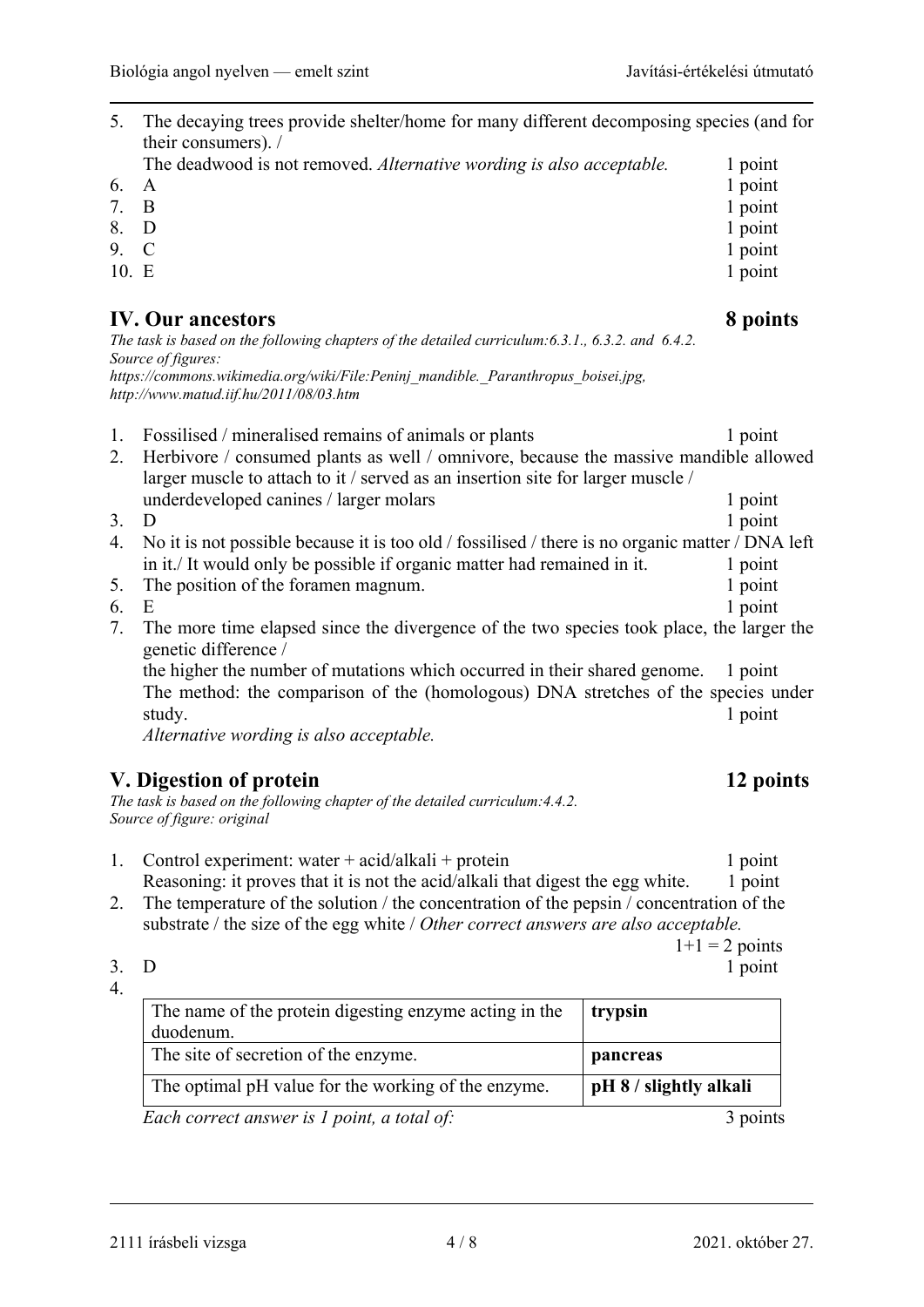5. The decaying trees provide shelter/home for many different decomposing species (and for their consumers). /
   The deadwood is not removed. *Alternative wording is also acceptable.* 1 point
6. A 1 point
7. B 1 point
8. D 1 point
9. C 1 point
10. E 1 point

## IV. Our ancestors 8 points

*The task is based on the following chapters of the detailed curriculum:6.3.1., 6.3.2. and 6.4.2.*
*Source of figures:*
*https://commons.wikimedia.org/wiki/File:Peninj_mandible._Paranthropus_boisei.jpg,*
*http://www.matud.iif.hu/2011/08/03.htm*

1. Fossilised / mineralised remains of animals or plants 1 point
2. Herbivore / consumed plants as well / omnivore, because the massive mandible allowed larger muscle to attach to it / served as an insertion site for larger muscle / underdeveloped canines / larger molars 1 point
3. D 1 point
4. No it is not possible because it is too old / fossilised / there is no organic matter / DNA left in it./ It would only be possible if organic matter had remained in it. 1 point
5. The position of the foramen magnum. 1 point
6. E 1 point
7. The more time elapsed since the divergence of the two species took place, the larger the genetic difference /
   the higher the number of mutations which occurred in their shared genome. 1 point
   The method: the comparison of the (homologous) DNA stretches of the species under study. 1 point
   *Alternative wording is also acceptable.*

## V. Digestion of protein 12 points

*The task is based on the following chapter of the detailed curriculum:4.4.2.*
*Source of figure: original*

1. Control experiment: water + acid/alkali + protein 1 point
   Reasoning: it proves that it is not the acid/alkali that digest the egg white. 1 point
2. The temperature of the solution / the concentration of the pepsin / concentration of the substrate / the size of the egg white / *Other correct answers are also acceptable.*
   1+1 = 2 points
3. D 1 point
4.

| The name of the protein digesting enzyme acting in the duodenum. | **trypsin** |
|---|---|
| The site of secretion of the enzyme. | **pancreas** |
| The optimal pH value for the working of the enzyme. | **pH 8 / slightly alkali** |

*Each correct answer is 1 point, a total of:* 3 points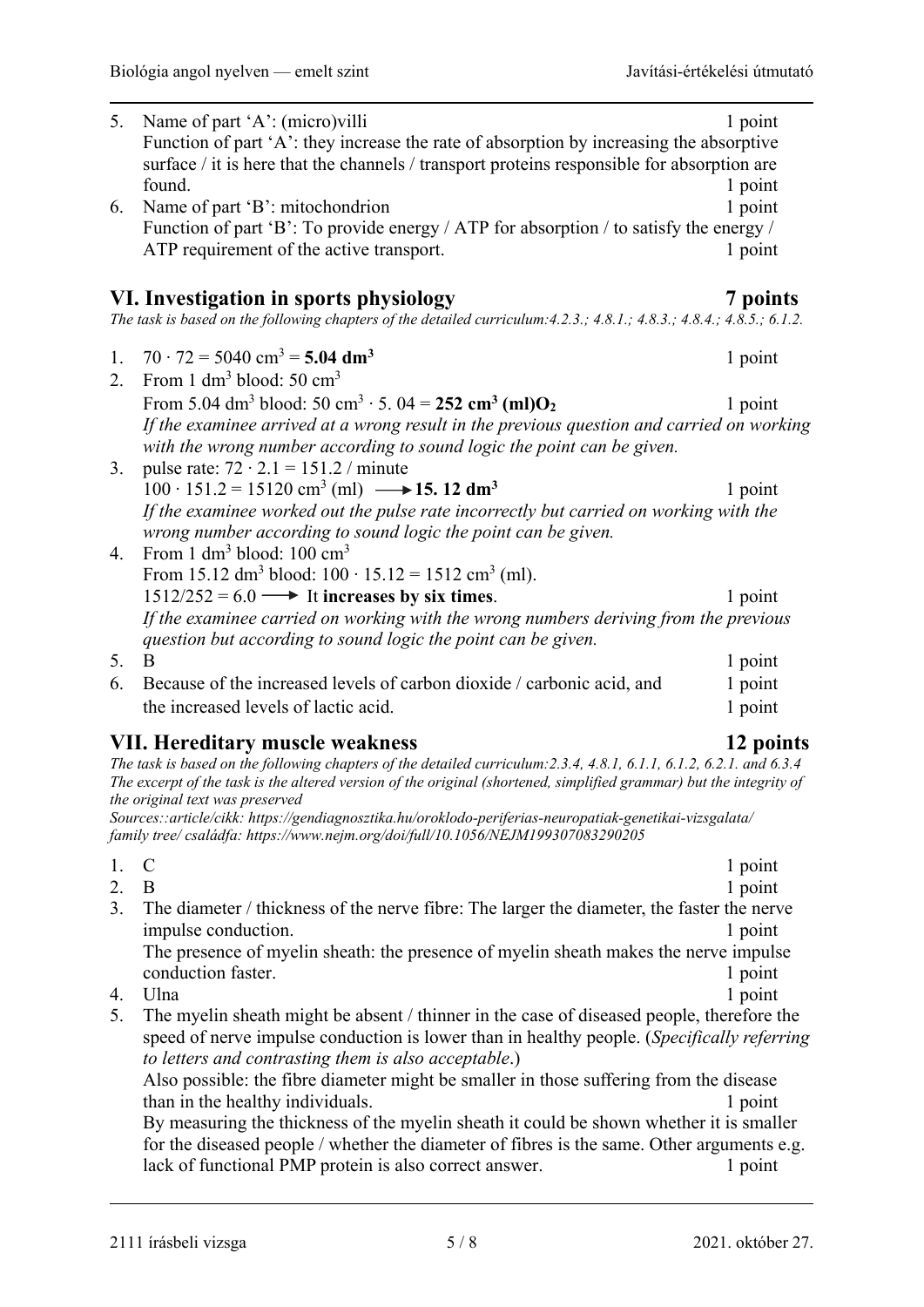5. Name of part 'A': (micro)villi — 1 point
   Function of part 'A': they increase the rate of absorption by increasing the absorptive surface / it is here that the channels / transport proteins responsible for absorption are found. — 1 point
6. Name of part 'B': mitochondrion — 1 point
   Function of part 'B': To provide energy / ATP for absorption / to satisfy the energy / ATP requirement of the active transport. — 1 point

## VI. Investigation in sports physiology — 7 points

*The task is based on the following chapters of the detailed curriculum:4.2.3.; 4.8.1.; 4.8.3.; 4.8.4.; 4.8.5.; 6.1.2.*

1. $70 \cdot 72 = 5040\ cm^3$ = **$5.04\ dm^3$** — 1 point
2. From $1\ dm^3$ blood: $50\ cm^3$
   From $5.04\ dm^3$ blood: $50\ cm^3 \cdot 5.04$ = **$252\ cm^3$ (ml)$O_2$** — 1 point
   *If the examinee arrived at a wrong result in the previous question and carried on working with the wrong number according to sound logic the point can be given.*
3. pulse rate: $72 \cdot 2.1 = 151.2$ / minute
   $100 \cdot 151.2 = 15120\ cm^3$ (ml) $\longrightarrow$ **$15.12\ dm^3$** — 1 point
   *If the examinee worked out the pulse rate incorrectly but carried on working with the wrong number according to sound logic the point can be given.*
4. From $1\ dm^3$ blood: $100\ cm^3$
   From $15.12\ dm^3$ blood: $100 \cdot 15.12 = 1512\ cm^3$ (ml).
   $1512/252 = 6.0 \longrightarrow$ It **increases by six times**. — 1 point
   *If the examinee carried on working with the wrong numbers deriving from the previous question but according to sound logic the point can be given.*
5. B — 1 point
6. Because of the increased levels of carbon dioxide / carbonic acid, and — 1 point
   the increased levels of lactic acid. — 1 point

## VII. Hereditary muscle weakness — 12 points

*The task is based on the following chapters of the detailed curriculum:2.3.4, 4.8.1, 6.1.1, 6.1.2, 6.2.1. and 6.3.4*
*The excerpt of the task is the altered version of the original (shortened, simplified grammar) but the integrity of the original text was preserved*
*Sources::article/cikk: https://gendiagnosztika.hu/oroklodo-periferias-neuropatiak-genetikai-vizsgalata/*
*family tree/ családfa: https://www.nejm.org/doi/full/10.1056/NEJM199307083290205*

1. C — 1 point
2. B — 1 point
3. The diameter / thickness of the nerve fibre: The larger the diameter, the faster the nerve impulse conduction. — 1 point
   The presence of myelin sheath: the presence of myelin sheath makes the nerve impulse conduction faster. — 1 point
4. Ulna — 1 point
5. The myelin sheath might be absent / thinner in the case of diseased people, therefore the speed of nerve impulse conduction is lower than in healthy people. (*Specifically referring to letters and contrasting them is also acceptable*.)
   Also possible: the fibre diameter might be smaller in those suffering from the disease than in the healthy individuals. — 1 point
   By measuring the thickness of the myelin sheath it could be shown whether it is smaller for the diseased people / whether the diameter of fibres is the same. Other arguments e.g. lack of functional PMP protein is also correct answer. — 1 point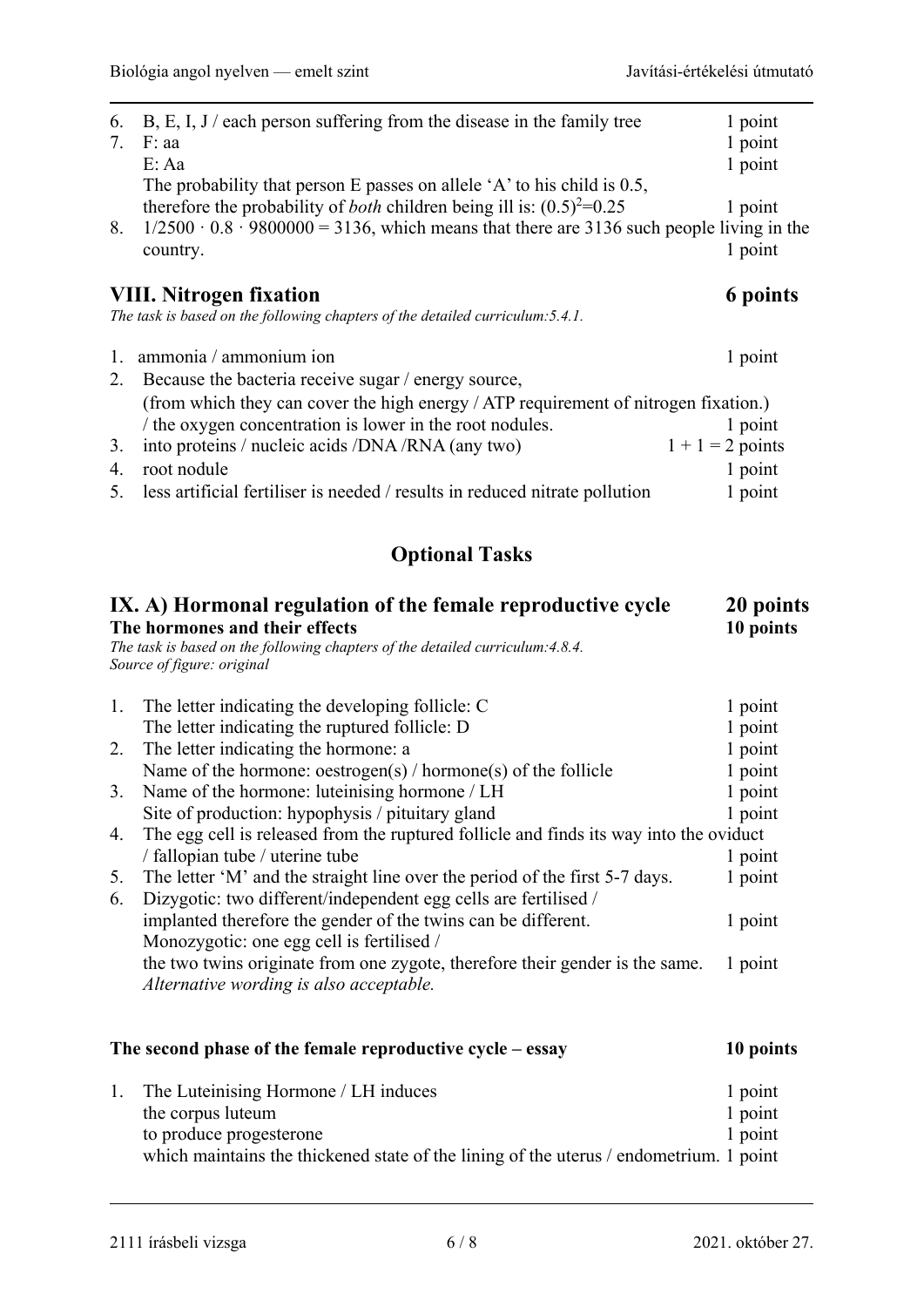6. B, E, I, J / each person suffering from the disease in the family tree — 1 point
7. F: aa — 1 point
   E: Aa — 1 point
   The probability that person E passes on allele 'A' to his child is 0.5, therefore the probability of *both* children being ill is: $(0.5)^2=0.25$ — 1 point
8. $1/2500 \cdot 0.8 \cdot 9800000 = 3136$, which means that there are 3136 such people living in the country. — 1 point

## VIII. Nitrogen fixation — 6 points

*The task is based on the following chapters of the detailed curriculum:5.4.1.*

1. ammonia / ammonium ion — 1 point
2. Because the bacteria receive sugar / energy source, (from which they can cover the high energy / ATP requirement of nitrogen fixation.) / the oxygen concentration is lower in the root nodules. — 1 point
3. into proteins / nucleic acids /DNA /RNA (any two) — 1 + 1 = 2 points
4. root nodule — 1 point
5. less artificial fertiliser is needed / results in reduced nitrate pollution — 1 point

# Optional Tasks

## IX. A) Hormonal regulation of the female reproductive cycle — 20 points

### The hormones and their effects — 10 points

*The task is based on the following chapters of the detailed curriculum:4.8.4.*
*Source of figure: original*

1. The letter indicating the developing follicle: C — 1 point
   The letter indicating the ruptured follicle: D — 1 point
2. The letter indicating the hormone: a — 1 point
   Name of the hormone: oestrogen(s) / hormone(s) of the follicle — 1 point
3. Name of the hormone: luteinising hormone / LH — 1 point
   Site of production: hypophysis / pituitary gland — 1 point
4. The egg cell is released from the ruptured follicle and finds its way into the oviduct / fallopian tube / uterine tube — 1 point
5. The letter 'M' and the straight line over the period of the first 5-7 days. — 1 point
6. Dizygotic: two different/independent egg cells are fertilised / implanted therefore the gender of the twins can be different. — 1 point
   Monozygotic: one egg cell is fertilised / the two twins originate from one zygote, therefore their gender is the same. — 1 point
   *Alternative wording is also acceptable.*

### The second phase of the female reproductive cycle – essay — 10 points

1. The Luteinising Hormone / LH induces — 1 point
   the corpus luteum — 1 point
   to produce progesterone — 1 point
   which maintains the thickened state of the lining of the uterus / endometrium. — 1 point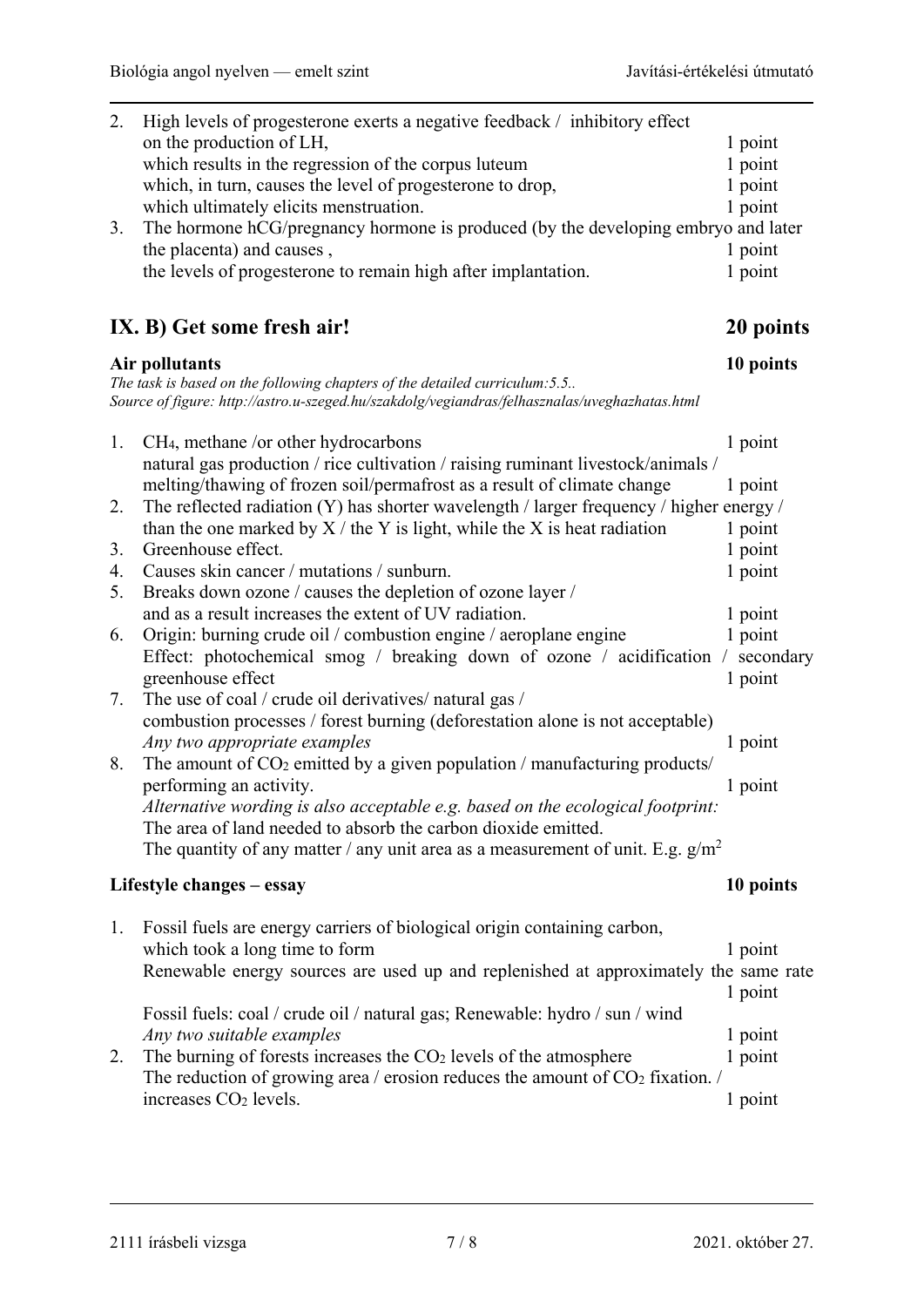2. High levels of progesterone exerts a negative feedback / inhibitory effect on the production of LH, 1 point
   which results in the regression of the corpus luteum 1 point
   which, in turn, causes the level of progesterone to drop, 1 point
   which ultimately elicits menstruation. 1 point
3. The hormone hCG/pregnancy hormone is produced (by the developing embryo and later the placenta) and causes , 1 point
   the levels of progesterone to remain high after implantation. 1 point

## IX. B) Get some fresh air! 20 points

### Air pollutants 10 points

*The task is based on the following chapters of the detailed curriculum:5.5..*
*Source of figure: http://astro.u-szeged.hu/szakdolg/vegiandras/felhasznalas/uveghazhatas.html*

1. $CH_4$, methane /or other hydrocarbons 1 point
   natural gas production / rice cultivation / raising ruminant livestock/animals / melting/thawing of frozen soil/permafrost as a result of climate change 1 point
2. The reflected radiation (Y) has shorter wavelength / larger frequency / higher energy / than the one marked by X / the Y is light, while the X is heat radiation 1 point
3. Greenhouse effect. 1 point
4. Causes skin cancer / mutations / sunburn. 1 point
5. Breaks down ozone / causes the depletion of ozone layer / and as a result increases the extent of UV radiation. 1 point
6. Origin: burning crude oil / combustion engine / aeroplane engine 1 point
   Effect: photochemical smog / breaking down of ozone / acidification / secondary greenhouse effect 1 point
7. The use of coal / crude oil derivatives/ natural gas / combustion processes / forest burning (deforestation alone is not acceptable)
   *Any two appropriate examples* 1 point
8. The amount of $CO_2$ emitted by a given population / manufacturing products/ performing an activity. 1 point
   *Alternative wording is also acceptable e.g. based on the ecological footprint:*
   The area of land needed to absorb the carbon dioxide emitted.
   The quantity of any matter / any unit area as a measurement of unit. E.g. $g/m^2$

### Lifestyle changes – essay 10 points

1. Fossil fuels are energy carriers of biological origin containing carbon, which took a long time to form 1 point
   Renewable energy sources are used up and replenished at approximately the same rate 1 point
   Fossil fuels: coal / crude oil / natural gas; Renewable: hydro / sun / wind
   *Any two suitable examples* 1 point
2. The burning of forests increases the $CO_2$ levels of the atmosphere 1 point
   The reduction of growing area / erosion reduces the amount of $CO_2$ fixation. / increases $CO_2$ levels. 1 point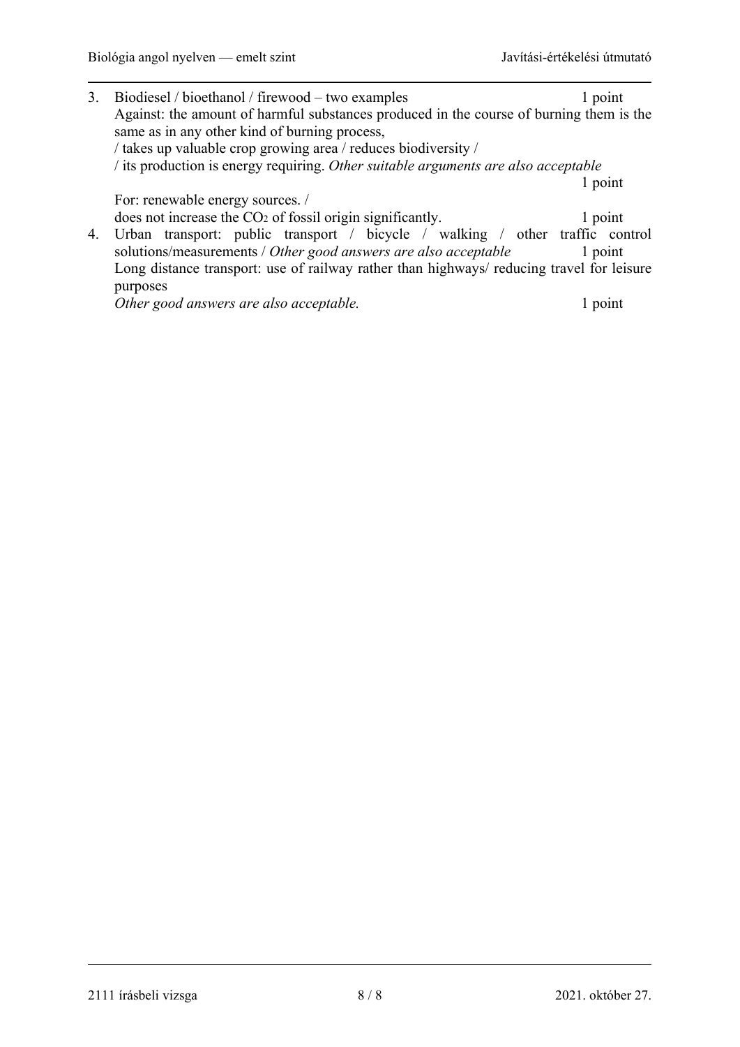3. Biodiesel / bioethanol / firewood – two examples 1 point
   Against: the amount of harmful substances produced in the course of burning them is the same as in any other kind of burning process,
   / takes up valuable crop growing area / reduces biodiversity /
   / its production is energy requiring. *Other suitable arguments are also acceptable*
   1 point
   For: renewable energy sources. /
   does not increase the $CO_2$ of fossil origin significantly. 1 point
4. Urban transport: public transport / bicycle / walking / other traffic control solutions/measurements / *Other good answers are also acceptable* 1 point
   Long distance transport: use of railway rather than highways/ reducing travel for leisure purposes
   *Other good answers are also acceptable.* 1 point